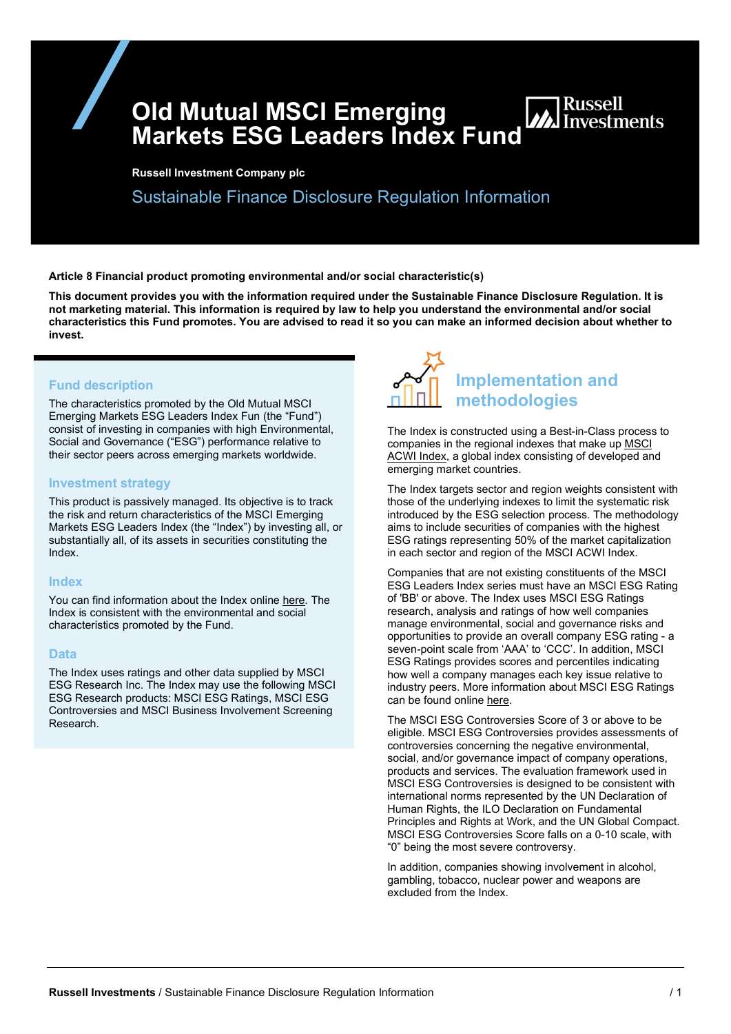# Old Mutual MSCI Emerging Markets ESG Leaders Index Fund

Russell Investments

**Russell Investment Company plc**

## Sustainable Finance Disclosure Regulation Information

**Article 8 Financial product promoting environmental and/or social characteristic(s)**

**This document provides you with the information required under the Sustainable Finance Disclosure Regulation. It is not marketing material. This information is required by law to help you understand the environmental and/or social characteristics this Fund promotes. You are advised to read it so you can make an informed decision about whether to invest.**

### Fund description

The characteristics promoted by the Old Mutual MSCI Emerging Markets ESG Leaders Index Fun (the "Fund") consist of investing in companies with high Environmental, Social and Governance ("ESG") performance relative to their sector peers across emerging markets worldwide.

### Investment strategy

This product is passively managed. Its objective is to track the risk and return characteristics of the MSCI Emerging Markets ESG Leaders Index (the "Index") by investing all, or substantially all, of its assets in securities constituting the Index.

### Index

You can find information about the Index online here. The Index is consistent with the environmental and social characteristics promoted by the Fund.

### Data

The Index uses ratings and other data supplied by MSCI ESG Research Inc. The Index may use the following MSCI ESG Research products: MSCI ESG Ratings, MSCI ESG Controversies and MSCI Business Involvement Screening Research.

## Implementation and methodologies

The Index is constructed using a Best-in-Class process to companies in the regional indexes that make up MSCI ACWI Index, a global index consisting of developed and emerging market countries.

The Index targets sector and region weights consistent with those of the underlying indexes to limit the systematic risk introduced by the ESG selection process. The methodology aims to include securities of companies with the highest ESG ratings representing 50% of the market capitalization in each sector and region of the MSCI ACWI Index.

Companies that are not existing constituents of the MSCI ESG Leaders Index series must have an MSCI ESG Rating of 'BB' or above. The Index uses MSCI ESG Ratings research, analysis and ratings of how well companies manage environmental, social and governance risks and opportunities to provide an overall company ESG rating - a seven-point scale from 'AAA' to 'CCC'. In addition, MSCI ESG Ratings provides scores and percentiles indicating how well a company manages each key issue relative to industry peers. More information about MSCI ESG Ratings can be found online here.

The MSCI ESG Controversies Score of 3 or above to be eligible. MSCI ESG Controversies provides assessments of controversies concerning the negative environmental, social, and/or governance impact of company operations, products and services. The evaluation framework used in MSCI ESG Controversies is designed to be consistent with international norms represented by the UN Declaration of Human Rights, the ILO Declaration on Fundamental Principles and Rights at Work, and the UN Global Compact. MSCI ESG Controversies Score falls on a 0-10 scale, with "0" being the most severe controversy.

In addition, companies showing involvement in alcohol, gambling, tobacco, nuclear power and weapons are excluded from the Index.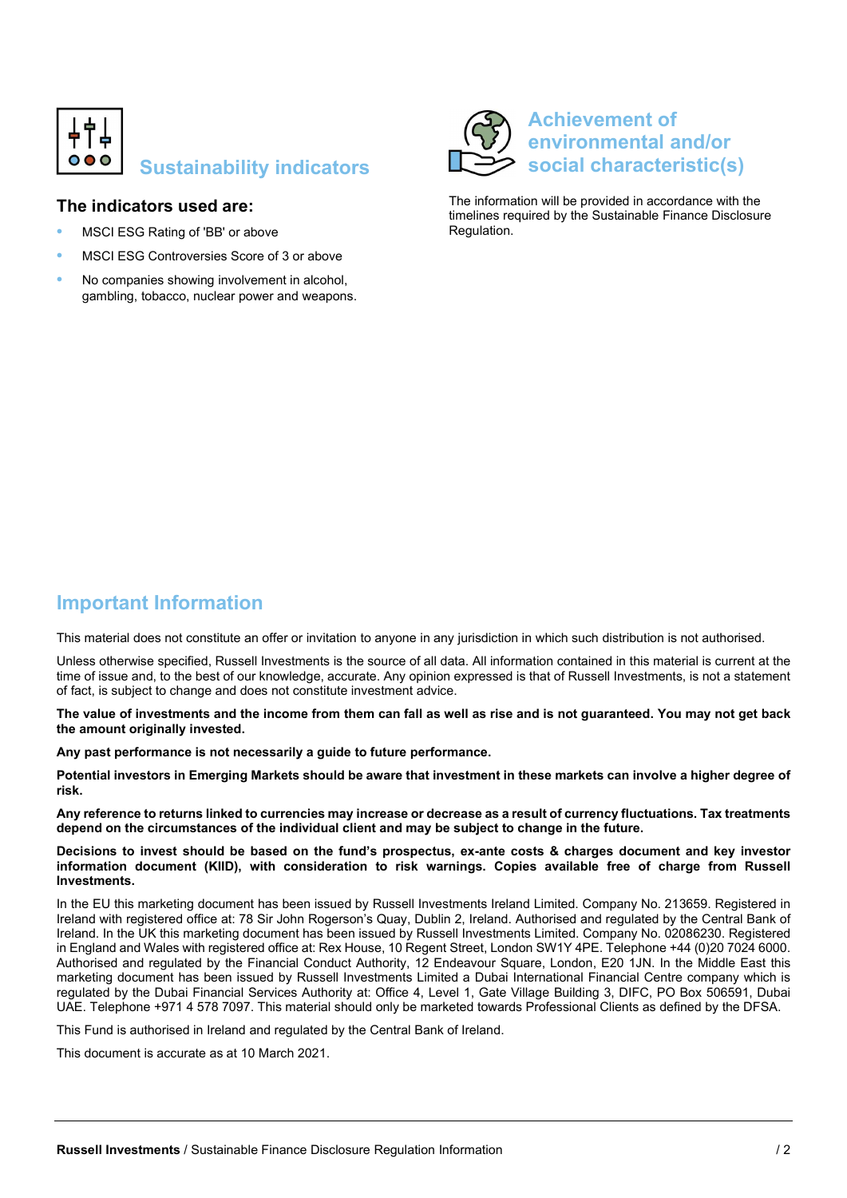## Sustainability indicators

### The indicators used are:

- MSCI ESG Rating of 'BB' or above
- MSCI ESG Controversies Score of 3 or above
- No companies showing involvement in alcohol, gambling, tobacco, nuclear power and weapons.

## Achievement of environmental and/or social characteristic(s)

The information will be provided in accordance with the timelines required by the Sustainable Finance Disclosure Regulation.

## Important Information

This material does not constitute an offer or invitation to anyone in any jurisdiction in which such distribution is not authorised.

Unless otherwise specified, Russell Investments is the source of all data. All information contained in this material is current at the time of issue and, to the best of our knowledge, accurate. Any opinion expressed is that of Russell Investments, is not a statement of fact, is subject to change and does not constitute investment advice.

**The value of investments and the income from them can fall as well as rise and is not guaranteed. You may not get back the amount originally invested.**

**Any past performance is not necessarily a guide to future performance.**

**Potential investors in Emerging Markets should be aware that investment in these markets can involve a higher degree of risk.**

**Any reference to returns linked to currencies may increase or decrease as a result of currency fluctuations. Tax treatments depend on the circumstances of the individual client and may be subject to change in the future.**

**Decisions to invest should be based on the fund's prospectus, ex-ante costs & charges document and key investor information document (KIID), with consideration to risk warnings. Copies available free of charge from Russell Investments.**

In the EU this marketing document has been issued by Russell Investments Ireland Limited. Company No. 213659. Registered in Ireland with registered office at: 78 Sir John Rogerson's Quay, Dublin 2, Ireland. Authorised and regulated by the Central Bank of Ireland. In the UK this marketing document has been issued by Russell Investments Limited. Company No. 02086230. Registered in England and Wales with registered office at: Rex House, 10 Regent Street, London SW1Y 4PE. Telephone +44 (0)20 7024 6000. Authorised and regulated by the Financial Conduct Authority, 12 Endeavour Square, London, E20 1JN. In the Middle East this marketing document has been issued by Russell Investments Limited a Dubai International Financial Centre company which is regulated by the Dubai Financial Services Authority at: Office 4, Level 1, Gate Village Building 3, DIFC, PO Box 506591, Dubai UAE. Telephone +971 4 578 7097. This material should only be marketed towards Professional Clients as defined by the DFSA.

This Fund is authorised in Ireland and regulated by the Central Bank of Ireland.

This document is accurate as at 10 March 2021.